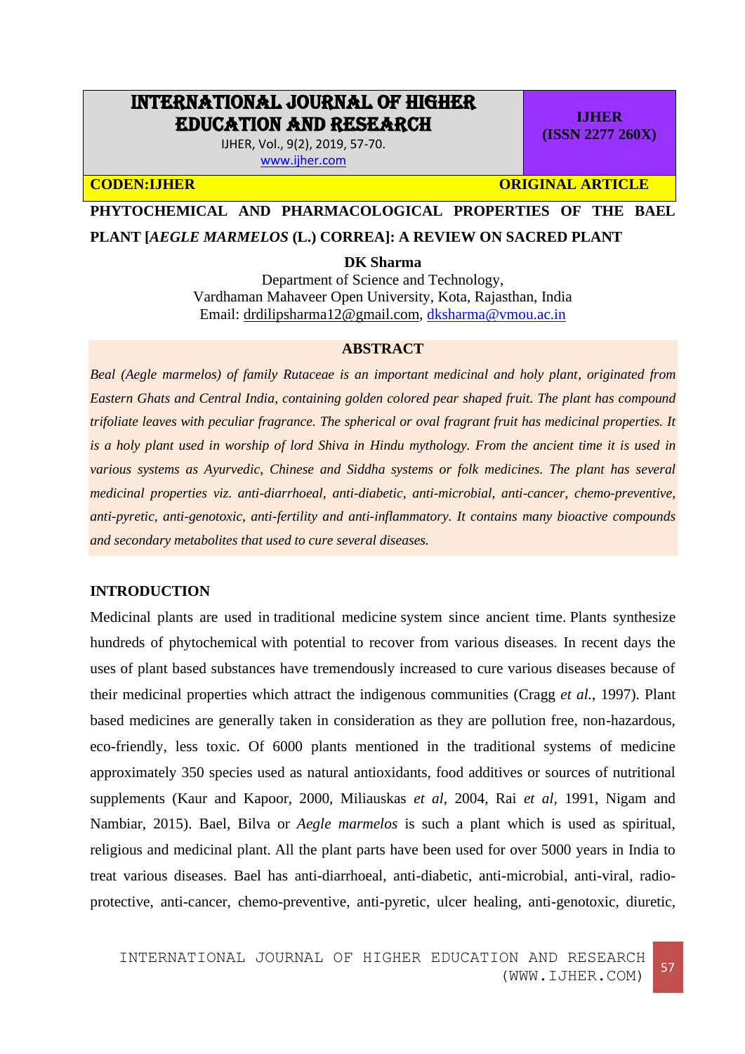# INTERNATIONAL JOURNAL OF HIGHER EDUCATION AND RESEARCH

IJHER, Vol., 9(2), 2019, 57-70.
www.ijher.com

**IJHER (ISSN 2277 260X)**

**CODEN:IJHER** **ORIGINAL ARTICLE**

## PHYTOCHEMICAL AND PHARMACOLOGICAL PROPERTIES OF THE BAEL PLANT [*AEGLE MARMELOS* (L.) CORREA]: A REVIEW ON SACRED PLANT

**DK Sharma**

Department of Science and Technology,
Vardhaman Mahaveer Open University, Kota, Rajasthan, India
Email: drdilipsharma12@gmail.com, dksharma@vmou.ac.in

### ABSTRACT

*Beal (Aegle marmelos) of family Rutaceae is an important medicinal and holy plant, originated from Eastern Ghats and Central India, containing golden colored pear shaped fruit. The plant has compound trifoliate leaves with peculiar fragrance. The spherical or oval fragrant fruit has medicinal properties. It is a holy plant used in worship of lord Shiva in Hindu mythology. From the ancient time it is used in various systems as Ayurvedic, Chinese and Siddha systems or folk medicines. The plant has several medicinal properties viz. anti-diarrhoeal, anti-diabetic, anti-microbial, anti-cancer, chemo-preventive, anti-pyretic, anti-genotoxic, anti-fertility and anti-inflammatory. It contains many bioactive compounds and secondary metabolites that used to cure several diseases.*

### INTRODUCTION

Medicinal plants are used in traditional medicine system since ancient time. Plants synthesize hundreds of phytochemical with potential to recover from various diseases. In recent days the uses of plant based substances have tremendously increased to cure various diseases because of their medicinal properties which attract the indigenous communities (Cragg *et al.*, 1997). Plant based medicines are generally taken in consideration as they are pollution free, non-hazardous, eco-friendly, less toxic. Of 6000 plants mentioned in the traditional systems of medicine approximately 350 species used as natural antioxidants, food additives or sources of nutritional supplements (Kaur and Kapoor, 2000, Miliauskas *et al*, 2004, Rai *et al*, 1991, Nigam and Nambiar, 2015). Bael, Bilva or *Aegle marmelos* is such a plant which is used as spiritual, religious and medicinal plant. All the plant parts have been used for over 5000 years in India to treat various diseases. Bael has anti-diarrhoeal, anti-diabetic, anti-microbial, anti-viral, radio-protective, anti-cancer, chemo-preventive, anti-pyretic, ulcer healing, anti-genotoxic, diuretic,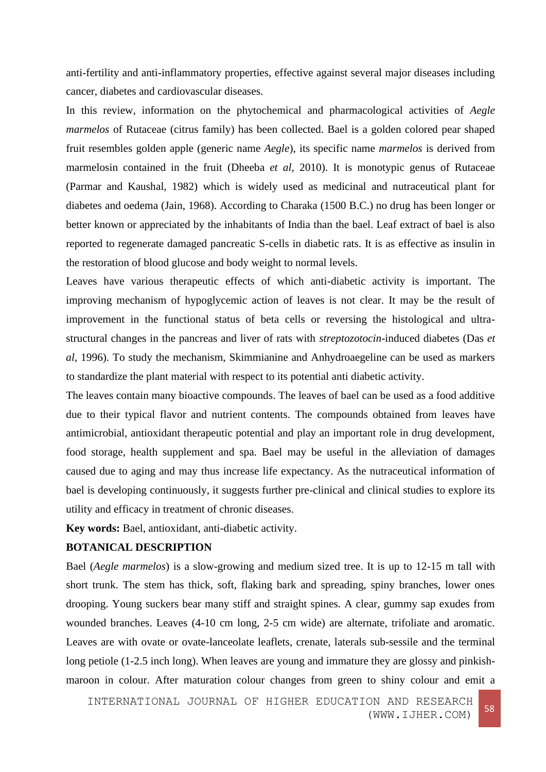anti-fertility and anti-inflammatory properties, effective against several major diseases including cancer, diabetes and cardiovascular diseases.

In this review, information on the phytochemical and pharmacological activities of *Aegle marmelos* of Rutaceae (citrus family) has been collected. Bael is a golden colored pear shaped fruit resembles golden apple (generic name *Aegle*), its specific name *marmelos* is derived from marmelosin contained in the fruit (Dheeba *et al,* 2010). It is monotypic genus of Rutaceae (Parmar and Kaushal, 1982) which is widely used as medicinal and nutraceutical plant for diabetes and oedema (Jain, 1968). According to Charaka (1500 B.C.) no drug has been longer or better known or appreciated by the inhabitants of India than the bael. Leaf extract of bael is also reported to regenerate damaged pancreatic S-cells in diabetic rats. It is as effective as insulin in the restoration of blood glucose and body weight to normal levels.

Leaves have various therapeutic effects of which anti-diabetic activity is important. The improving mechanism of hypoglycemic action of leaves is not clear. It may be the result of improvement in the functional status of beta cells or reversing the histological and ultra-structural changes in the pancreas and liver of rats with *streptozotocin*-induced diabetes (Das *et al,* 1996). To study the mechanism, Skimmianine and Anhydroaegeline can be used as markers to standardize the plant material with respect to its potential anti diabetic activity.

The leaves contain many bioactive compounds. The leaves of bael can be used as a food additive due to their typical flavor and nutrient contents. The compounds obtained from leaves have antimicrobial, antioxidant therapeutic potential and play an important role in drug development, food storage, health supplement and spa. Bael may be useful in the alleviation of damages caused due to aging and may thus increase life expectancy. As the nutraceutical information of bael is developing continuously, it suggests further pre-clinical and clinical studies to explore its utility and efficacy in treatment of chronic diseases.

**Key words:** Bael, antioxidant, anti-diabetic activity.

## BOTANICAL DESCRIPTION

Bael (*Aegle marmelos*) is a slow-growing and medium sized tree. It is up to 12-15 m tall with short trunk. The stem has thick, soft, flaking bark and spreading, spiny branches, lower ones drooping. Young suckers bear many stiff and straight spines. A clear, gummy sap exudes from wounded branches. Leaves (4-10 cm long, 2-5 cm wide) are alternate, trifoliate and aromatic. Leaves are with ovate or ovate-lanceolate leaflets, crenate, laterals sub-sessile and the terminal long petiole (1-2.5 inch long). When leaves are young and immature they are glossy and pinkish-maroon in colour. After maturation colour changes from green to shiny colour and emit a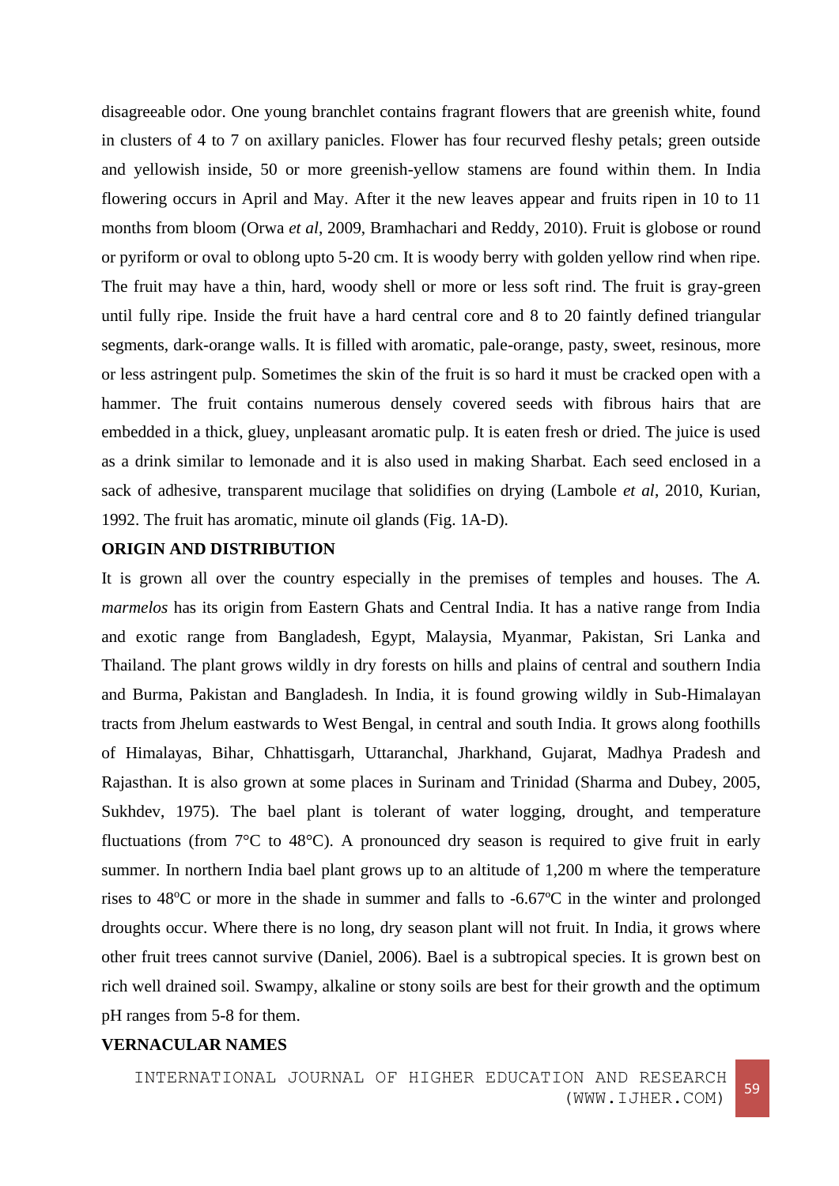disagreeable odor. One young branchlet contains fragrant flowers that are greenish white, found in clusters of 4 to 7 on axillary panicles. Flower has four recurved fleshy petals; green outside and yellowish inside, 50 or more greenish-yellow stamens are found within them. In India flowering occurs in April and May. After it the new leaves appear and fruits ripen in 10 to 11 months from bloom (Orwa *et al*, 2009, Bramhachari and Reddy, 2010). Fruit is globose or round or pyriform or oval to oblong upto 5-20 cm. It is woody berry with golden yellow rind when ripe. The fruit may have a thin, hard, woody shell or more or less soft rind. The fruit is gray-green until fully ripe. Inside the fruit have a hard central core and 8 to 20 faintly defined triangular segments, dark-orange walls. It is filled with aromatic, pale-orange, pasty, sweet, resinous, more or less astringent pulp. Sometimes the skin of the fruit is so hard it must be cracked open with a hammer. The fruit contains numerous densely covered seeds with fibrous hairs that are embedded in a thick, gluey, unpleasant aromatic pulp. It is eaten fresh or dried. The juice is used as a drink similar to lemonade and it is also used in making Sharbat. Each seed enclosed in a sack of adhesive, transparent mucilage that solidifies on drying (Lambole *et al*, 2010, Kurian, 1992. The fruit has aromatic, minute oil glands (Fig. 1A-D).

**ORIGIN AND DISTRIBUTION**

It is grown all over the country especially in the premises of temples and houses. The *A. marmelos* has its origin from Eastern Ghats and Central India. It has a native range from India and exotic range from Bangladesh, Egypt, Malaysia, Myanmar, Pakistan, Sri Lanka and Thailand. The plant grows wildly in dry forests on hills and plains of central and southern India and Burma, Pakistan and Bangladesh. In India, it is found growing wildly in Sub-Himalayan tracts from Jhelum eastwards to West Bengal, in central and south India. It grows along foothills of Himalayas, Bihar, Chhattisgarh, Uttaranchal, Jharkhand, Gujarat, Madhya Pradesh and Rajasthan. It is also grown at some places in Surinam and Trinidad (Sharma and Dubey, 2005, Sukhdev, 1975). The bael plant is tolerant of water logging, drought, and temperature fluctuations (from 7°C to 48°C). A pronounced dry season is required to give fruit in early summer. In northern India bael plant grows up to an altitude of 1,200 m where the temperature rises to 48ºC or more in the shade in summer and falls to -6.67ºC in the winter and prolonged droughts occur. Where there is no long, dry season plant will not fruit. In India, it grows where other fruit trees cannot survive (Daniel, 2006). Bael is a subtropical species. It is grown best on rich well drained soil. Swampy, alkaline or stony soils are best for their growth and the optimum pH ranges from 5-8 for them.

**VERNACULAR NAMES**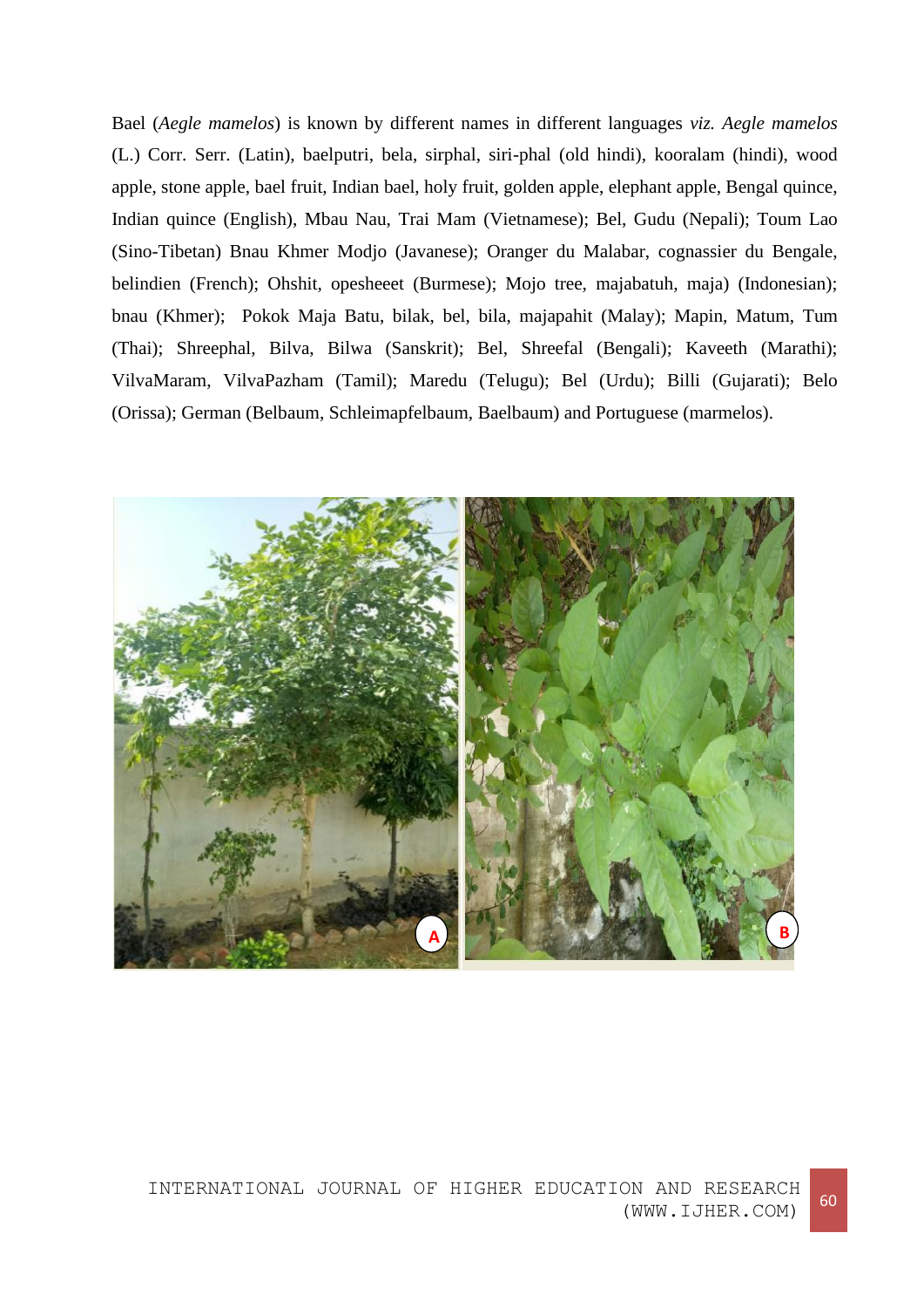Bael (*Aegle mamelos*) is known by different names in different languages *viz. Aegle mamelos* (L.) Corr. Serr. (Latin), baelputri, bela, sirphal, siri-phal (old hindi), kooralam (hindi), wood apple, stone apple, bael fruit, Indian bael, holy fruit, golden apple, elephant apple, Bengal quince, Indian quince (English), Mbau Nau, Trai Mam (Vietnamese); Bel, Gudu (Nepali); Toum Lao (Sino-Tibetan) Bnau Khmer Modjo (Javanese); Oranger du Malabar, cognassier du Bengale, belindien (French); Ohshit, opesheeet (Burmese); Mojo tree, majabatuh, maja) (Indonesian); bnau (Khmer); Pokok Maja Batu, bilak, bel, bila, majapahit (Malay); Mapin, Matum, Tum (Thai); Shreephal, Bilva, Bilwa (Sanskrit); Bel, Shreefal (Bengali); Kaveeth (Marathi); VilvaMaram, VilvaPazham (Tamil); Maredu (Telugu); Bel (Urdu); Billi (Gujarati); Belo (Orissa); German (Belbaum, Schleimapfelbaum, Baelbaum) and Portuguese (marmelos).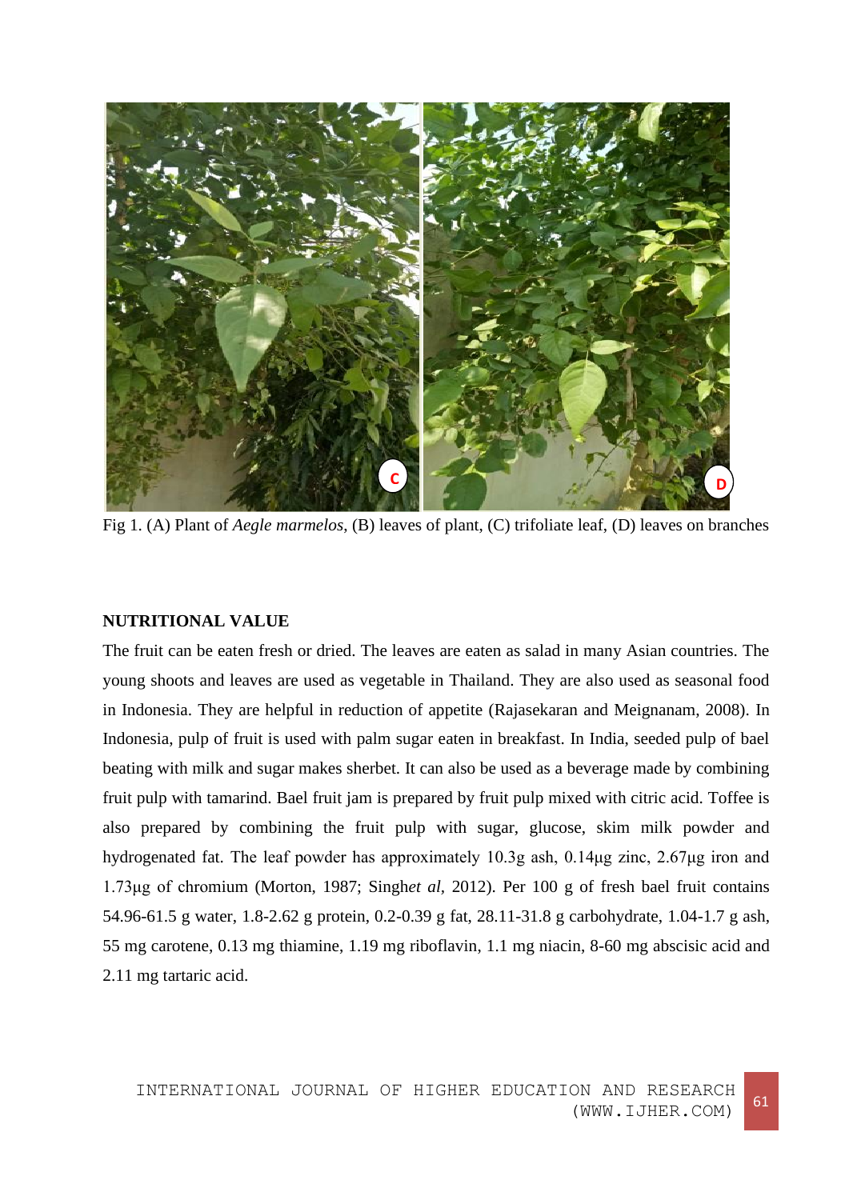Fig 1. (A) Plant of *Aegle marmelos*, (B) leaves of plant, (C) trifoliate leaf, (D) leaves on branches

**NUTRITIONAL VALUE**

The fruit can be eaten fresh or dried. The leaves are eaten as salad in many Asian countries. The young shoots and leaves are used as vegetable in Thailand. They are also used as seasonal food in Indonesia. They are helpful in reduction of appetite (Rajasekaran and Meignanam, 2008). In Indonesia, pulp of fruit is used with palm sugar eaten in breakfast. In India, seeded pulp of bael beating with milk and sugar makes sherbet. It can also be used as a beverage made by combining fruit pulp with tamarind. Bael fruit jam is prepared by fruit pulp mixed with citric acid. Toffee is also prepared by combining the fruit pulp with sugar, glucose, skim milk powder and hydrogenated fat. The leaf powder has approximately 10.3g ash, 0.14µg zinc, 2.67µg iron and 1.73µg of chromium (Morton, 1987; Singh*et al*, 2012). Per 100 g of fresh bael fruit contains 54.96-61.5 g water, 1.8-2.62 g protein, 0.2-0.39 g fat, 28.11-31.8 g carbohydrate, 1.04-1.7 g ash, 55 mg carotene, 0.13 mg thiamine, 1.19 mg riboflavin, 1.1 mg niacin, 8-60 mg abscisic acid and 2.11 mg tartaric acid.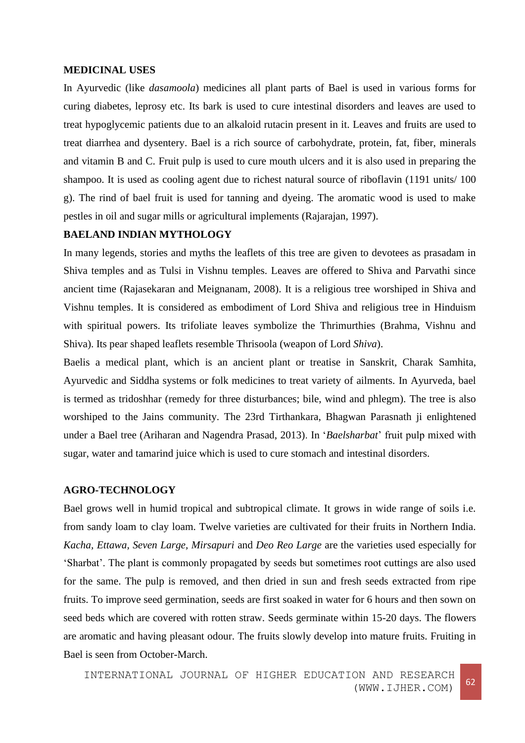## MEDICINAL USES

In Ayurvedic (like *dasamoola*) medicines all plant parts of Bael is used in various forms for curing diabetes, leprosy etc. Its bark is used to cure intestinal disorders and leaves are used to treat hypoglycemic patients due to an alkaloid rutacin present in it. Leaves and fruits are used to treat diarrhea and dysentery. Bael is a rich source of carbohydrate, protein, fat, fiber, minerals and vitamin B and C. Fruit pulp is used to cure mouth ulcers and it is also used in preparing the shampoo. It is used as cooling agent due to richest natural source of riboflavin (1191 units/ 100 g). The rind of bael fruit is used for tanning and dyeing. The aromatic wood is used to make pestles in oil and sugar mills or agricultural implements (Rajarajan, 1997).

## BAELAND INDIAN MYTHOLOGY

In many legends, stories and myths the leaflets of this tree are given to devotees as prasadam in Shiva temples and as Tulsi in Vishnu temples. Leaves are offered to Shiva and Parvathi since ancient time (Rajasekaran and Meignanam, 2008). It is a religious tree worshiped in Shiva and Vishnu temples. It is considered as embodiment of Lord Shiva and religious tree in Hinduism with spiritual powers. Its trifoliate leaves symbolize the Thrimurthies (Brahma, Vishnu and Shiva). Its pear shaped leaflets resemble Thrisoola (weapon of Lord *Shiva*).

Baelis a medical plant, which is an ancient plant or treatise in Sanskrit, Charak Samhita, Ayurvedic and Siddha systems or folk medicines to treat variety of ailments. In Ayurveda, bael is termed as tridoshhar (remedy for three disturbances; bile, wind and phlegm). The tree is also worshiped to the Jains community. The 23rd Tirthankara, Bhagwan Parasnath ji enlightened under a Bael tree (Ariharan and Nagendra Prasad, 2013). In '*Baelsharbat*' fruit pulp mixed with sugar, water and tamarind juice which is used to cure stomach and intestinal disorders.

## AGRO-TECHNOLOGY

Bael grows well in humid tropical and subtropical climate. It grows in wide range of soils i.e. from sandy loam to clay loam. Twelve varieties are cultivated for their fruits in Northern India. *Kacha, Ettawa, Seven Large, Mirsapuri* and *Deo Reo Large* are the varieties used especially for 'Sharbat'. The plant is commonly propagated by seeds but sometimes root cuttings are also used for the same. The pulp is removed, and then dried in sun and fresh seeds extracted from ripe fruits. To improve seed germination, seeds are first soaked in water for 6 hours and then sown on seed beds which are covered with rotten straw. Seeds germinate within 15-20 days. The flowers are aromatic and having pleasant odour. The fruits slowly develop into mature fruits. Fruiting in Bael is seen from October-March.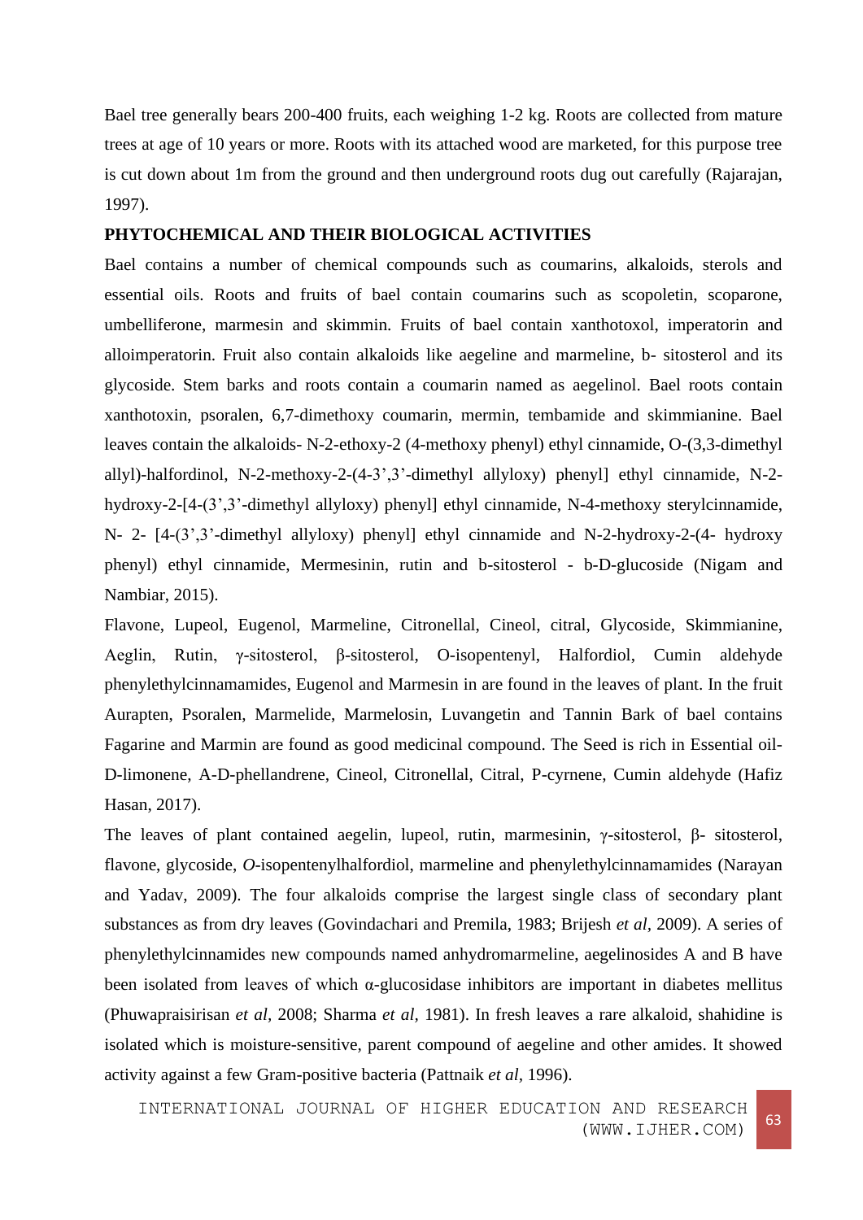Bael tree generally bears 200-400 fruits, each weighing 1-2 kg. Roots are collected from mature trees at age of 10 years or more. Roots with its attached wood are marketed, for this purpose tree is cut down about 1m from the ground and then underground roots dug out carefully (Rajarajan, 1997).

**PHYTOCHEMICAL AND THEIR BIOLOGICAL ACTIVITIES**

Bael contains a number of chemical compounds such as coumarins, alkaloids, sterols and essential oils. Roots and fruits of bael contain coumarins such as scopoletin, scoparone, umbelliferone, marmesin and skimmin. Fruits of bael contain xanthotoxol, imperatorin and alloimperatorin. Fruit also contain alkaloids like aegeline and marmeline, b- sitosterol and its glycoside. Stem barks and roots contain a coumarin named as aegelinol. Bael roots contain xanthotoxin, psoralen, 6,7-dimethoxy coumarin, mermin, tembamide and skimmianine. Bael leaves contain the alkaloids- N-2-ethoxy-2 (4-methoxy phenyl) ethyl cinnamide, O-(3,3-dimethyl allyl)-halfordinol, N-2-methoxy-2-(4-3',3'-dimethyl allyloxy) phenyl] ethyl cinnamide, N-2-hydroxy-2-[4-(3',3'-dimethyl allyloxy) phenyl] ethyl cinnamide, N-4-methoxy sterylcinnamide, N- 2- [4-(3',3'-dimethyl allyloxy) phenyl] ethyl cinnamide and N-2-hydroxy-2-(4- hydroxy phenyl) ethyl cinnamide, Mermesinin, rutin and b-sitosterol - b-D-glucoside (Nigam and Nambiar, 2015).

Flavone, Lupeol, Eugenol, Marmeline, Citronellal, Cineol, citral, Glycoside, Skimmianine, Aeglin, Rutin, γ-sitosterol, β-sitosterol, O-isopentenyl, Halfordiol, Cumin aldehyde phenylethylcinnamamides, Eugenol and Marmesin in are found in the leaves of plant. In the fruit Aurapten, Psoralen, Marmelide, Marmelosin, Luvangetin and Tannin Bark of bael contains Fagarine and Marmin are found as good medicinal compound. The Seed is rich in Essential oil- D-limonene, A-D-phellandrene, Cineol, Citronellal, Citral, P-cyrnene, Cumin aldehyde (Hafiz Hasan, 2017).

The leaves of plant contained aegelin, lupeol, rutin, marmesinin, γ-sitosterol, β- sitosterol, flavone, glycoside, *O*-isopentenylhalfordiol, marmeline and phenylethylcinnamamides (Narayan and Yadav, 2009). The four alkaloids comprise the largest single class of secondary plant substances as from dry leaves (Govindachari and Premila, 1983; Brijesh *et al*, 2009). A series of phenylethylcinnamides new compounds named anhydromarmeline, aegelinosides A and B have been isolated from leaves of which α-glucosidase inhibitors are important in diabetes mellitus (Phuwapraisirisan *et al*, 2008; Sharma *et al*, 1981). In fresh leaves a rare alkaloid, shahidine is isolated which is moisture-sensitive, parent compound of aegeline and other amides. It showed activity against a few Gram-positive bacteria (Pattnaik *et al*, 1996).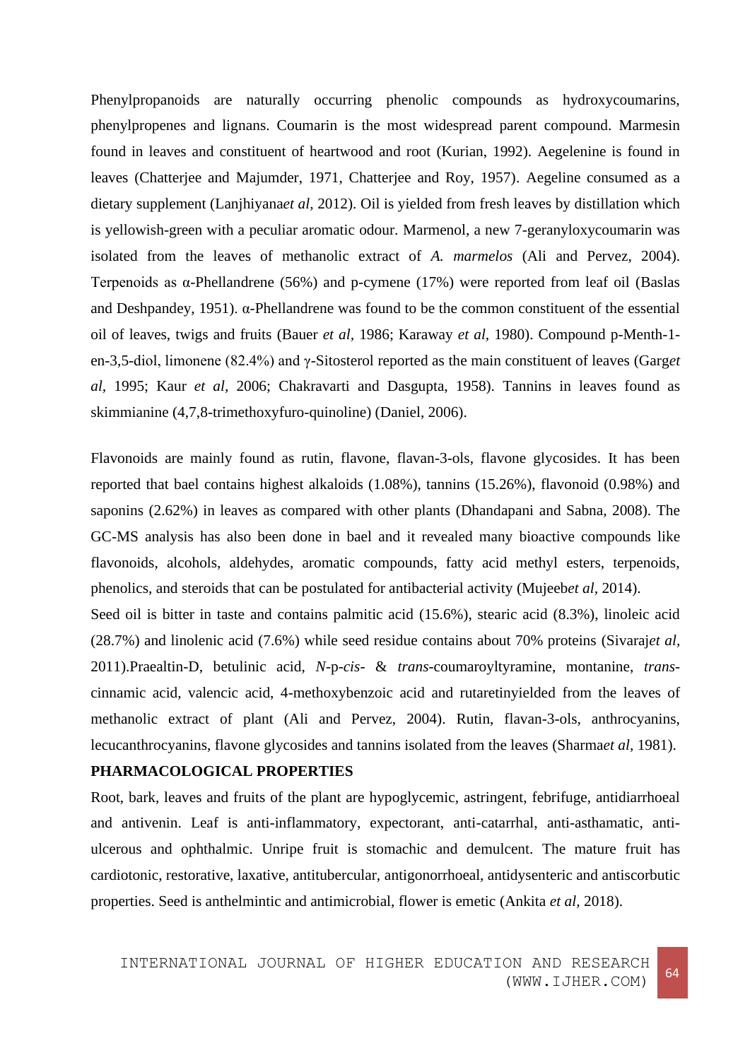Phenylpropanoids are naturally occurring phenolic compounds as hydroxycoumarins, phenylpropenes and lignans. Coumarin is the most widespread parent compound. Marmesin found in leaves and constituent of heartwood and root (Kurian, 1992). Aegelenine is found in leaves (Chatterjee and Majumder, 1971, Chatterjee and Roy, 1957). Aegeline consumed as a dietary supplement (Lanjhiyana*et al,* 2012). Oil is yielded from fresh leaves by distillation which is yellowish-green with a peculiar aromatic odour. Marmenol, a new 7-geranyloxycoumarin was isolated from the leaves of methanolic extract of *A. marmelos* (Ali and Pervez, 2004). Terpenoids as α-Phellandrene (56%) and p-cymene (17%) were reported from leaf oil (Baslas and Deshpandey, 1951). α-Phellandrene was found to be the common constituent of the essential oil of leaves, twigs and fruits (Bauer *et al*, 1986; Karaway *et al*, 1980). Compound p-Menth-1-en-3,5-diol, limonene (82.4%) and γ-Sitosterol reported as the main constituent of leaves (Garg*et al*, 1995; Kaur *et al*, 2006; Chakravarti and Dasgupta, 1958). Tannins in leaves found as skimmianine (4,7,8-trimethoxyfuro-quinoline) (Daniel, 2006).

Flavonoids are mainly found as rutin, flavone, flavan-3-ols, flavone glycosides. It has been reported that bael contains highest alkaloids (1.08%), tannins (15.26%), flavonoid (0.98%) and saponins (2.62%) in leaves as compared with other plants (Dhandapani and Sabna, 2008). The GC-MS analysis has also been done in bael and it revealed many bioactive compounds like flavonoids, alcohols, aldehydes, aromatic compounds, fatty acid methyl esters, terpenoids, phenolics, and steroids that can be postulated for antibacterial activity (Mujeeb*et al,* 2014).

Seed oil is bitter in taste and contains palmitic acid (15.6%), stearic acid (8.3%), linoleic acid (28.7%) and linolenic acid (7.6%) while seed residue contains about 70% proteins (Sivaraj*et al*, 2011).Praealtin-D, betulinic acid, *N*-p-*cis*- & *trans*-coumaroyltyramine, montanine, *trans*-cinnamic acid, valencic acid, 4-methoxybenzoic acid and rutaretinyielded from the leaves of methanolic extract of plant (Ali and Pervez, 2004). Rutin, flavan-3-ols, anthrocyanins, lecucanthrocyanins, flavone glycosides and tannins isolated from the leaves (Sharma*et al*, 1981).

**PHARMACOLOGICAL PROPERTIES**

Root, bark, leaves and fruits of the plant are hypoglycemic, astringent, febrifuge, antidiarrhoeal and antivenin. Leaf is anti-inflammatory, expectorant, anti-catarrhal, anti-asthamatic, anti-ulcerous and ophthalmic. Unripe fruit is stomachic and demulcent. The mature fruit has cardiotonic, restorative, laxative, antitubercular, antigonorrhoeal, antidysenteric and antiscorbutic properties. Seed is anthelmintic and antimicrobial, flower is emetic (Ankita *et al*, 2018).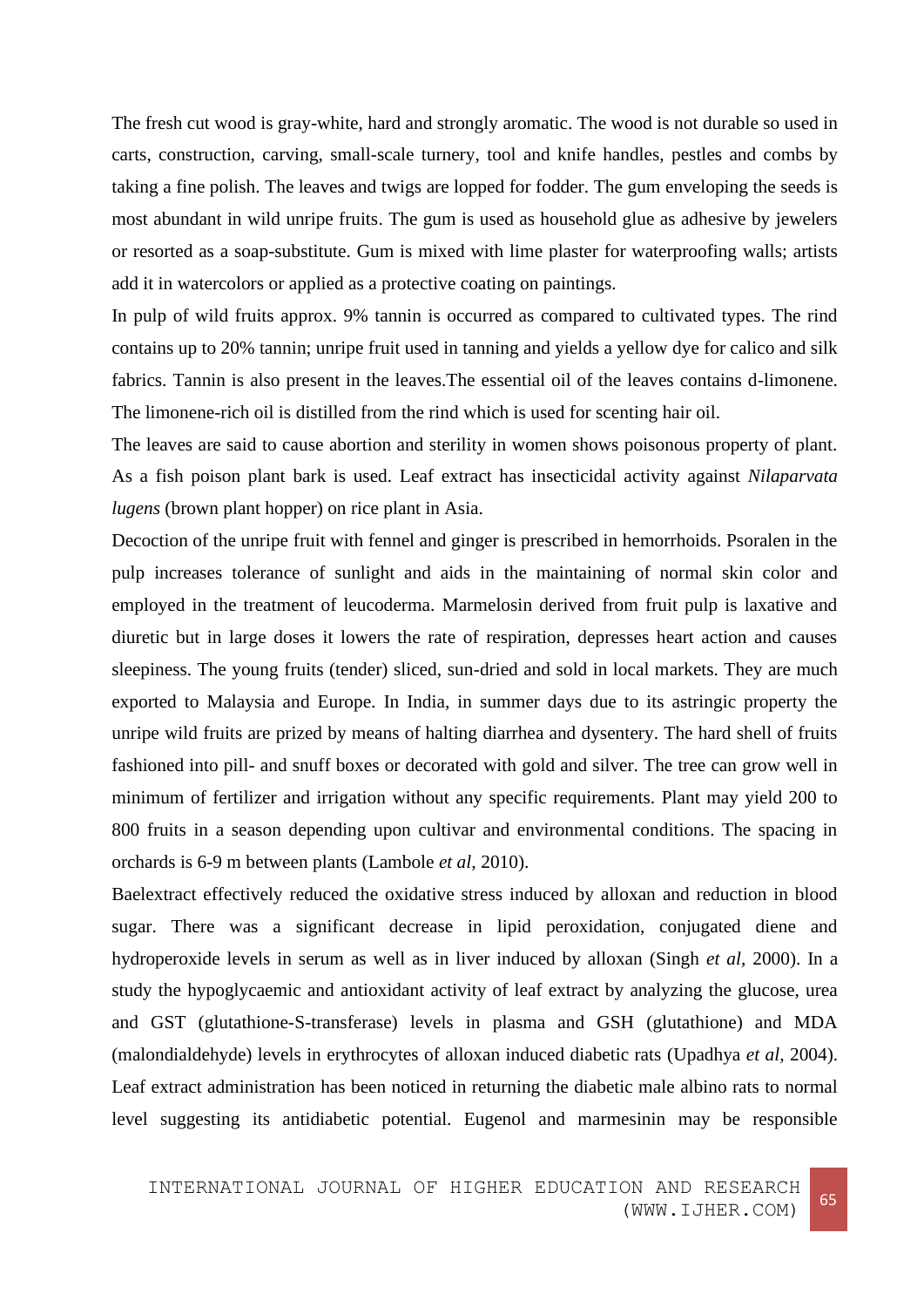The fresh cut wood is gray-white, hard and strongly aromatic. The wood is not durable so used in carts, construction, carving, small-scale turnery, tool and knife handles, pestles and combs by taking a fine polish. The leaves and twigs are lopped for fodder. The gum enveloping the seeds is most abundant in wild unripe fruits. The gum is used as household glue as adhesive by jewelers or resorted as a soap-substitute. Gum is mixed with lime plaster for waterproofing walls; artists add it in watercolors or applied as a protective coating on paintings.

In pulp of wild fruits approx. 9% tannin is occurred as compared to cultivated types. The rind contains up to 20% tannin; unripe fruit used in tanning and yields a yellow dye for calico and silk fabrics. Tannin is also present in the leaves.The essential oil of the leaves contains d-limonene. The limonene-rich oil is distilled from the rind which is used for scenting hair oil.

The leaves are said to cause abortion and sterility in women shows poisonous property of plant. As a fish poison plant bark is used. Leaf extract has insecticidal activity against *Nilaparvata lugens* (brown plant hopper) on rice plant in Asia.

Decoction of the unripe fruit with fennel and ginger is prescribed in hemorrhoids. Psoralen in the pulp increases tolerance of sunlight and aids in the maintaining of normal skin color and employed in the treatment of leucoderma. Marmelosin derived from fruit pulp is laxative and diuretic but in large doses it lowers the rate of respiration, depresses heart action and causes sleepiness. The young fruits (tender) sliced, sun-dried and sold in local markets. They are much exported to Malaysia and Europe. In India, in summer days due to its astringic property the unripe wild fruits are prized by means of halting diarrhea and dysentery. The hard shell of fruits fashioned into pill- and snuff boxes or decorated with gold and silver. The tree can grow well in minimum of fertilizer and irrigation without any specific requirements. Plant may yield 200 to 800 fruits in a season depending upon cultivar and environmental conditions. The spacing in orchards is 6-9 m between plants (Lambole *et al*, 2010).

Baelextract effectively reduced the oxidative stress induced by alloxan and reduction in blood sugar. There was a significant decrease in lipid peroxidation, conjugated diene and hydroperoxide levels in serum as well as in liver induced by alloxan (Singh *et al*, 2000). In a study the hypoglycaemic and antioxidant activity of leaf extract by analyzing the glucose, urea and GST (glutathione-S-transferase) levels in plasma and GSH (glutathione) and MDA (malondialdehyde) levels in erythrocytes of alloxan induced diabetic rats (Upadhya *et al*, 2004). Leaf extract administration has been noticed in returning the diabetic male albino rats to normal level suggesting its antidiabetic potential. Eugenol and marmesinin may be responsible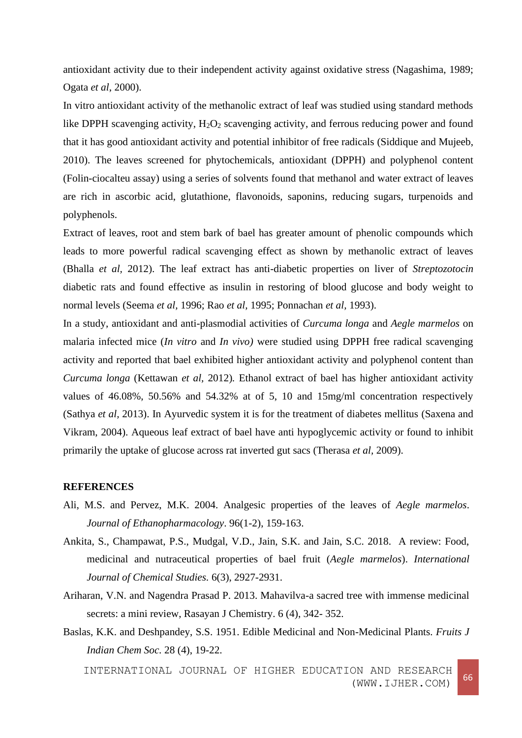antioxidant activity due to their independent activity against oxidative stress (Nagashima, 1989; Ogata *et al*, 2000).

In vitro antioxidant activity of the methanolic extract of leaf was studied using standard methods like DPPH scavenging activity, $H_2O_2$ scavenging activity, and ferrous reducing power and found that it has good antioxidant activity and potential inhibitor of free radicals (Siddique and Mujeeb, 2010). The leaves screened for phytochemicals, antioxidant (DPPH) and polyphenol content (Folin-ciocalteu assay) using a series of solvents found that methanol and water extract of leaves are rich in ascorbic acid, glutathione, flavonoids, saponins, reducing sugars, turpenoids and polyphenols.

Extract of leaves, root and stem bark of bael has greater amount of phenolic compounds which leads to more powerful radical scavenging effect as shown by methanolic extract of leaves (Bhalla *et al,* 2012). The leaf extract has anti-diabetic properties on liver of *Streptozotocin* diabetic rats and found effective as insulin in restoring of blood glucose and body weight to normal levels (Seema *et al,* 1996; Rao *et al,* 1995; Ponnachan *et al*, 1993).

In a study, antioxidant and anti-plasmodial activities of *Curcuma longa* and *Aegle marmelos* on malaria infected mice (*In vitro* and *In vivo)* were studied using DPPH free radical scavenging activity and reported that bael exhibited higher antioxidant activity and polyphenol content than *Curcuma longa* (Kettawan *et al,* 2012)*.* Ethanol extract of bael has higher antioxidant activity values of 46.08%, 50.56% and 54.32% at of 5, 10 and 15mg/ml concentration respectively (Sathya *et al,* 2013). In Ayurvedic system it is for the treatment of diabetes mellitus (Saxena and Vikram, 2004). Aqueous leaf extract of bael have anti hypoglycemic activity or found to inhibit primarily the uptake of glucose across rat inverted gut sacs (Therasa *et al,* 2009).

**REFERENCES**

Ali, M.S. and Pervez, M.K. 2004. Analgesic properties of the leaves of *Aegle marmelos*. *Journal of Ethanopharmacology*. 96(1-2), 159-163.

Ankita, S., Champawat, P.S., Mudgal, V.D., Jain, S.K. and Jain, S.C. 2018. A review: Food, medicinal and nutraceutical properties of bael fruit (*Aegle marmelos*). *International Journal of Chemical Studies.* 6(3), 2927-2931.

Ariharan, V.N. and Nagendra Prasad P. 2013. Mahavilva-a sacred tree with immense medicinal secrets: a mini review, Rasayan J Chemistry. 6 (4), 342- 352.

Baslas, K.K. and Deshpandey, S.S. 1951. Edible Medicinal and Non-Medicinal Plants. *Fruits J Indian Chem Soc.* 28 (4), 19-22.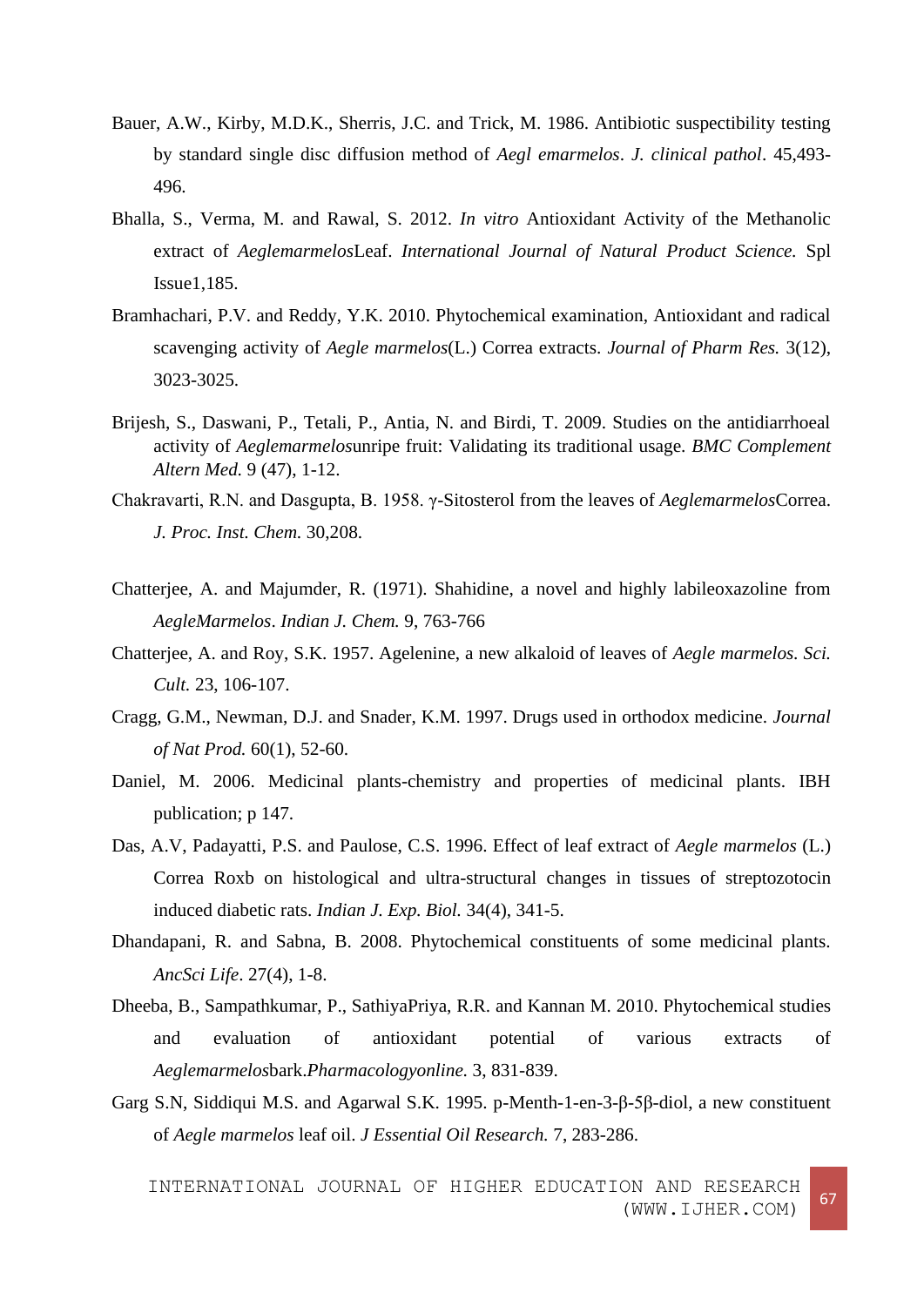Bauer, A.W., Kirby, M.D.K., Sherris, J.C. and Trick, M. 1986. Antibiotic suspectibility testing by standard single disc diffusion method of *Aegl emarmelos*. *J. clinical pathol*. 45,493-496.

Bhalla, S., Verma, M. and Rawal, S. 2012. *In vitro* Antioxidant Activity of the Methanolic extract of *Aeglemarmelos*Leaf. *International Journal of Natural Product Science.* Spl Issue1,185.

Bramhachari, P.V. and Reddy, Y.K. 2010. Phytochemical examination, Antioxidant and radical scavenging activity of *Aegle marmelos*(L.) Correa extracts. *Journal of Pharm Res.* 3(12), 3023-3025.

Brijesh, S., Daswani, P., Tetali, P., Antia, N. and Birdi, T. 2009. Studies on the antidiarrhoeal activity of *Aeglemarmelos*unripe fruit: Validating its traditional usage. *BMC Complement Altern Med.* 9 (47), 1-12.

Chakravarti, R.N. and Dasgupta, B. 1958. γ-Sitosterol from the leaves of *Aeglemarmelos*Correa. *J. Proc. Inst. Chem.* 30,208.

Chatterjee, A. and Majumder, R. (1971). Shahidine, a novel and highly labileoxazoline from *AegleMarmelos*. *Indian J. Chem.* 9, 763-766

Chatterjee, A. and Roy, S.K. 1957. Agelenine, a new alkaloid of leaves of *Aegle marmelos*. *Sci. Cult.* 23, 106-107.

Cragg, G.M., Newman, D.J. and Snader, K.M. 1997. Drugs used in orthodox medicine. *Journal of Nat Prod.* 60(1), 52-60.

Daniel, M. 2006. Medicinal plants-chemistry and properties of medicinal plants. IBH publication; p 147.

Das, A.V, Padayatti, P.S. and Paulose, C.S. 1996. Effect of leaf extract of *Aegle marmelos* (L.) Correa Roxb on histological and ultra-structural changes in tissues of streptozotocin induced diabetic rats. *Indian J. Exp. Biol.* 34(4), 341-5.

Dhandapani, R. and Sabna, B. 2008. Phytochemical constituents of some medicinal plants. *AncSci Life*. 27(4), 1-8.

Dheeba, B., Sampathkumar, P., SathiyaPriya, R.R. and Kannan M. 2010. Phytochemical studies and evaluation of antioxidant potential of various extracts of *Aeglemarmelos*bark.*Pharmacologyonline.* 3, 831-839.

Garg S.N, Siddiqui M.S. and Agarwal S.K. 1995. p-Menth-1-en-3-β-5β-diol, a new constituent of *Aegle marmelos* leaf oil. *J Essential Oil Research.* 7, 283-286.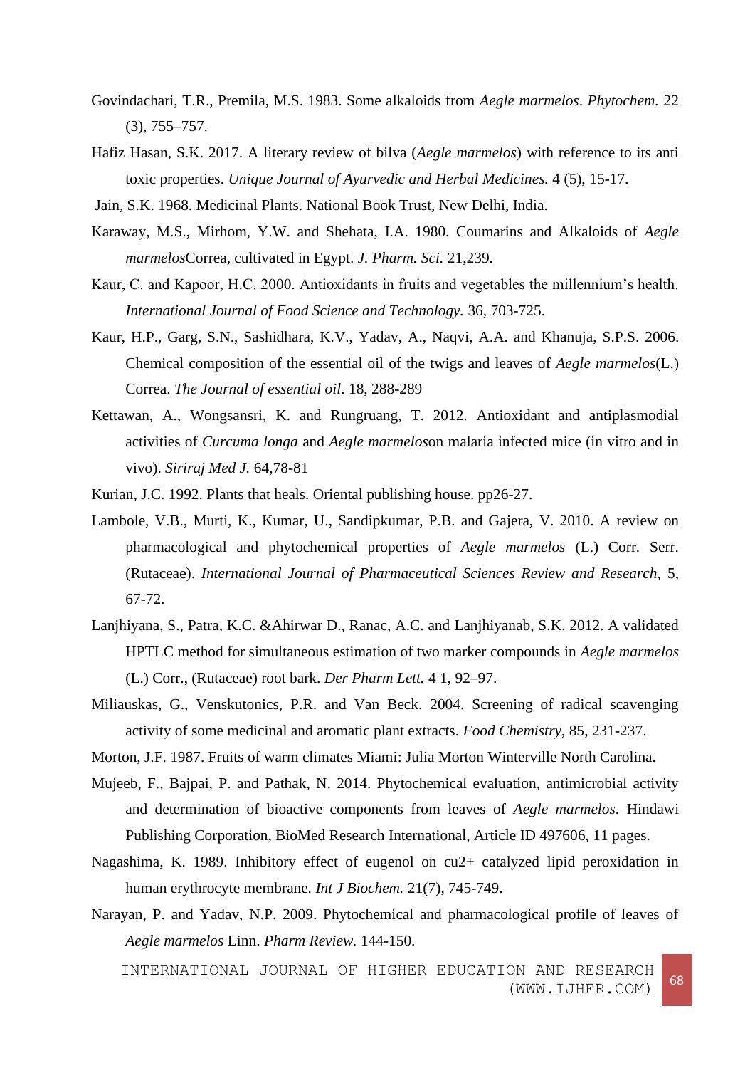Govindachari, T.R., Premila, M.S. 1983. Some alkaloids from *Aegle marmelos*. *Phytochem.* 22 (3), 755–757.

Hafiz Hasan, S.K. 2017. A literary review of bilva (*Aegle marmelos*) with reference to its anti toxic properties. *Unique Journal of Ayurvedic and Herbal Medicines.* 4 (5), 15-17.

Jain, S.K. 1968. Medicinal Plants. National Book Trust, New Delhi, India.

Karaway, M.S., Mirhom, Y.W. and Shehata, I.A. 1980. Coumarins and Alkaloids of *Aegle marmelos*Correa, cultivated in Egypt. *J. Pharm. Sci.* 21,239.

Kaur, C. and Kapoor, H.C. 2000. Antioxidants in fruits and vegetables the millennium's health. *International Journal of Food Science and Technology.* 36, 703-725.

Kaur, H.P., Garg, S.N., Sashidhara, K.V., Yadav, A., Naqvi, A.A. and Khanuja, S.P.S. 2006. Chemical composition of the essential oil of the twigs and leaves of *Aegle marmelos*(L.) Correa. *The Journal of essential oil*. 18, 288-289

Kettawan, A., Wongsansri, K. and Rungruang, T. 2012. Antioxidant and antiplasmodial activities of *Curcuma longa* and *Aegle marmelos*on malaria infected mice (in vitro and in vivo). *Siriraj Med J.* 64,78-81

Kurian, J.C. 1992. Plants that heals. Oriental publishing house. pp26-27.

Lambole, V.B., Murti, K., Kumar, U., Sandipkumar, P.B. and Gajera, V. 2010. A review on pharmacological and phytochemical properties of *Aegle marmelos* (L.) Corr. Serr. (Rutaceae). *International Journal of Pharmaceutical Sciences Review and Research*, 5, 67-72.

Lanjhiyana, S., Patra, K.C. &Ahirwar D., Ranac, A.C. and Lanjhiyanab, S.K. 2012. A validated HPTLC method for simultaneous estimation of two marker compounds in *Aegle marmelos* (L.) Corr., (Rutaceae) root bark. *Der Pharm Lett.* 4 1, 92–97.

Miliauskas, G., Venskutonics, P.R. and Van Beck. 2004. Screening of radical scavenging activity of some medicinal and aromatic plant extracts. *Food Chemistry*, 85, 231-237.

Morton, J.F. 1987. Fruits of warm climates Miami: Julia Morton Winterville North Carolina.

Mujeeb, F., Bajpai, P. and Pathak, N. 2014. Phytochemical evaluation, antimicrobial activity and determination of bioactive components from leaves of *Aegle marmelos*. Hindawi Publishing Corporation, BioMed Research International, Article ID 497606, 11 pages.

Nagashima, K. 1989. Inhibitory effect of eugenol on cu2+ catalyzed lipid peroxidation in human erythrocyte membrane. *Int J Biochem.* 21(7), 745-749.

Narayan, P. and Yadav, N.P. 2009. Phytochemical and pharmacological profile of leaves of *Aegle marmelos* Linn. *Pharm Review.* 144-150.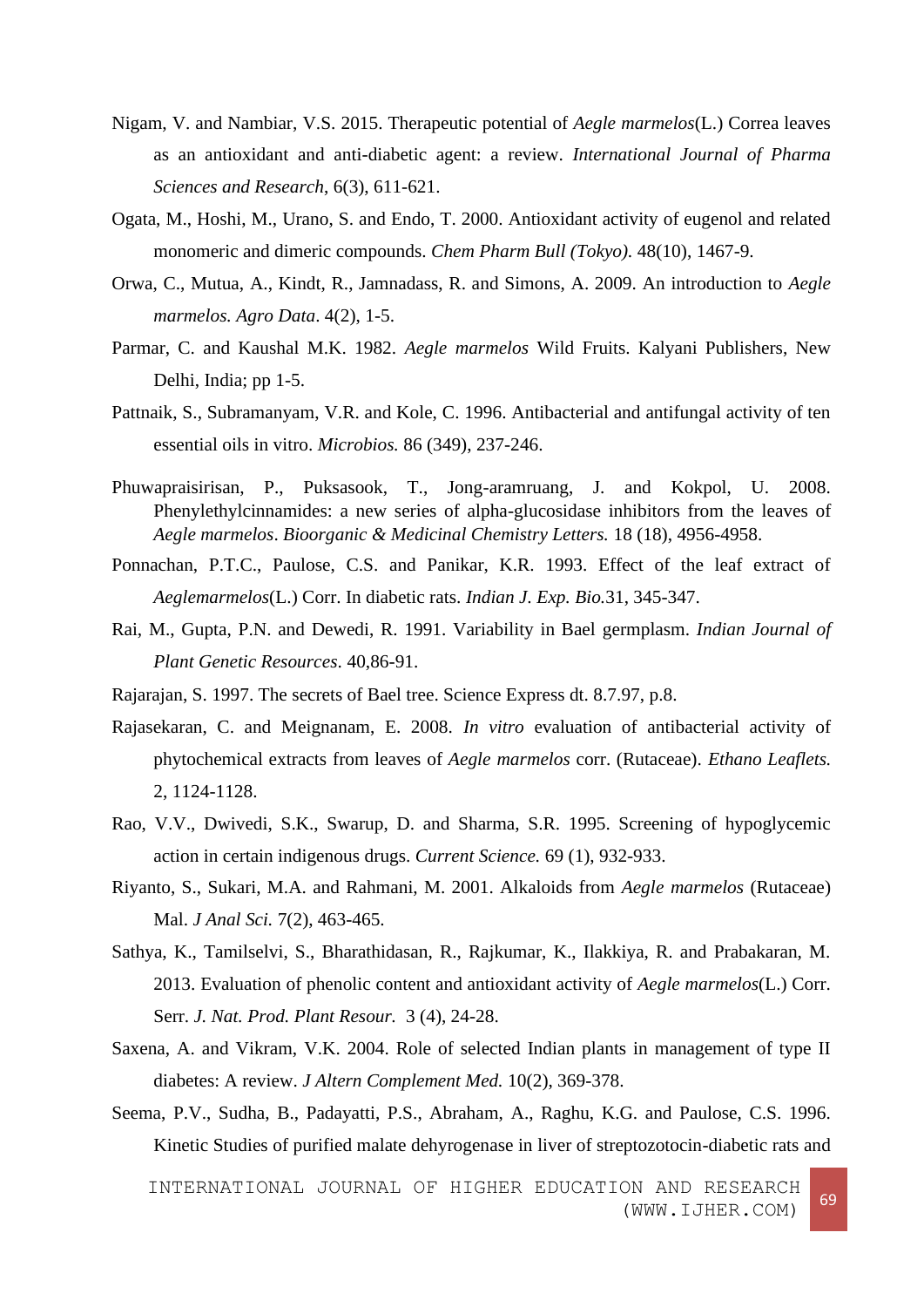Nigam, V. and Nambiar, V.S. 2015. Therapeutic potential of *Aegle marmelos*(L.) Correa leaves as an antioxidant and anti-diabetic agent: a review. *International Journal of Pharma Sciences and Research*, 6(3), 611-621.

Ogata, M., Hoshi, M., Urano, S. and Endo, T. 2000. Antioxidant activity of eugenol and related monomeric and dimeric compounds. *Chem Pharm Bull (Tokyo)*. 48(10), 1467-9.

Orwa, C., Mutua, A., Kindt, R., Jamnadass, R. and Simons, A. 2009. An introduction to *Aegle marmelos. Agro Data*. 4(2), 1-5.

Parmar, C. and Kaushal M.K. 1982. *Aegle marmelos* Wild Fruits. Kalyani Publishers, New Delhi, India; pp 1-5.

Pattnaik, S., Subramanyam, V.R. and Kole, C. 1996. Antibacterial and antifungal activity of ten essential oils in vitro. *Microbios.* 86 (349), 237-246.

Phuwapraisirisan, P., Puksasook, T., Jong-aramruang, J. and Kokpol, U. 2008. Phenylethylcinnamides: a new series of alpha-glucosidase inhibitors from the leaves of *Aegle marmelos*. *Bioorganic & Medicinal Chemistry Letters.* 18 (18), 4956-4958.

Ponnachan, P.T.C., Paulose, C.S. and Panikar, K.R. 1993. Effect of the leaf extract of *Aeglemarmelos*(L.) Corr. In diabetic rats. *Indian J. Exp. Bio.*31, 345-347.

Rai, M., Gupta, P.N. and Dewedi, R. 1991. Variability in Bael germplasm. *Indian Journal of Plant Genetic Resources*. 40,86-91.

Rajarajan, S. 1997. The secrets of Bael tree. Science Express dt. 8.7.97, p.8.

Rajasekaran, C. and Meignanam, E. 2008. *In vitro* evaluation of antibacterial activity of phytochemical extracts from leaves of *Aegle marmelos* corr. (Rutaceae). *Ethano Leaflets.* 2, 1124-1128.

Rao, V.V., Dwivedi, S.K., Swarup, D. and Sharma, S.R. 1995. Screening of hypoglycemic action in certain indigenous drugs. *Current Science.* 69 (1), 932-933.

Riyanto, S., Sukari, M.A. and Rahmani, M. 2001. Alkaloids from *Aegle marmelos* (Rutaceae) Mal. *J Anal Sci.* 7(2), 463-465.

Sathya, K., Tamilselvi, S., Bharathidasan, R., Rajkumar, K., Ilakkiya, R. and Prabakaran, M. 2013. Evaluation of phenolic content and antioxidant activity of *Aegle marmelos*(L.) Corr. Serr. *J. Nat. Prod. Plant Resour.* 3 (4), 24-28.

Saxena, A. and Vikram, V.K. 2004. Role of selected Indian plants in management of type II diabetes: A review. *J Altern Complement Med.* 10(2), 369-378.

Seema, P.V., Sudha, B., Padayatti, P.S., Abraham, A., Raghu, K.G. and Paulose, C.S. 1996. Kinetic Studies of purified malate dehyrogenase in liver of streptozotocin-diabetic rats and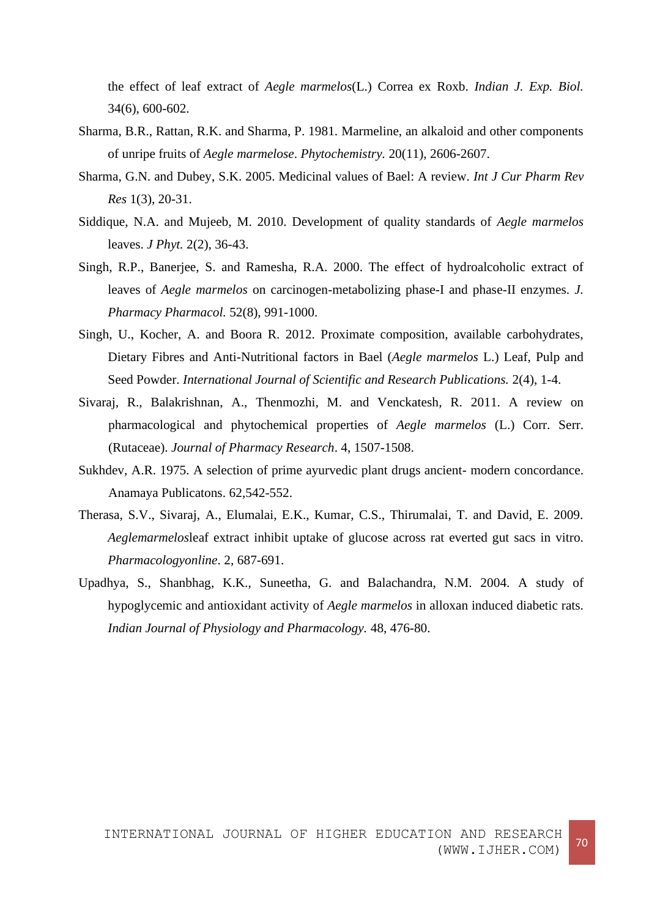the effect of leaf extract of *Aegle marmelos*(L.) Correa ex Roxb. *Indian J. Exp. Biol.* 34(6), 600-602.

Sharma, B.R., Rattan, R.K. and Sharma, P. 1981. Marmeline, an alkaloid and other components of unripe fruits of *Aegle marmelose*. *Phytochemistry.* 20(11), 2606-2607.

Sharma, G.N. and Dubey, S.K. 2005. Medicinal values of Bael: A review. *Int J Cur Pharm Rev Res* 1(3), 20-31.

Siddique, N.A. and Mujeeb, M. 2010. Development of quality standards of *Aegle marmelos* leaves. *J Phyt.* 2(2), 36-43.

Singh, R.P., Banerjee, S. and Ramesha, R.A. 2000. The effect of hydroalcoholic extract of leaves of *Aegle marmelos* on carcinogen-metabolizing phase-I and phase-II enzymes. *J. Pharmacy Pharmacol.* 52(8), 991-1000.

Singh, U., Kocher, A. and Boora R. 2012. Proximate composition, available carbohydrates, Dietary Fibres and Anti-Nutritional factors in Bael (*Aegle marmelos* L.) Leaf, Pulp and Seed Powder. *International Journal of Scientific and Research Publications.* 2(4), 1-4.

Sivaraj, R., Balakrishnan, A., Thenmozhi, M. and Venckatesh, R. 2011. A review on pharmacological and phytochemical properties of *Aegle marmelos* (L.) Corr. Serr. (Rutaceae). *Journal of Pharmacy Research*. 4, 1507-1508.

Sukhdev, A.R. 1975. A selection of prime ayurvedic plant drugs ancient- modern concordance. Anamaya Publicatons. 62,542-552.

Therasa, S.V., Sivaraj, A., Elumalai, E.K., Kumar, C.S., Thirumalai, T. and David, E. 2009. *Aeglemarmelos*leaf extract inhibit uptake of glucose across rat everted gut sacs in vitro. *Pharmacologyonline*. 2, 687-691.

Upadhya, S., Shanbhag, K.K., Suneetha, G. and Balachandra, N.M. 2004. A study of hypoglycemic and antioxidant activity of *Aegle marmelos* in alloxan induced diabetic rats. *Indian Journal of Physiology and Pharmacology.* 48, 476-80.